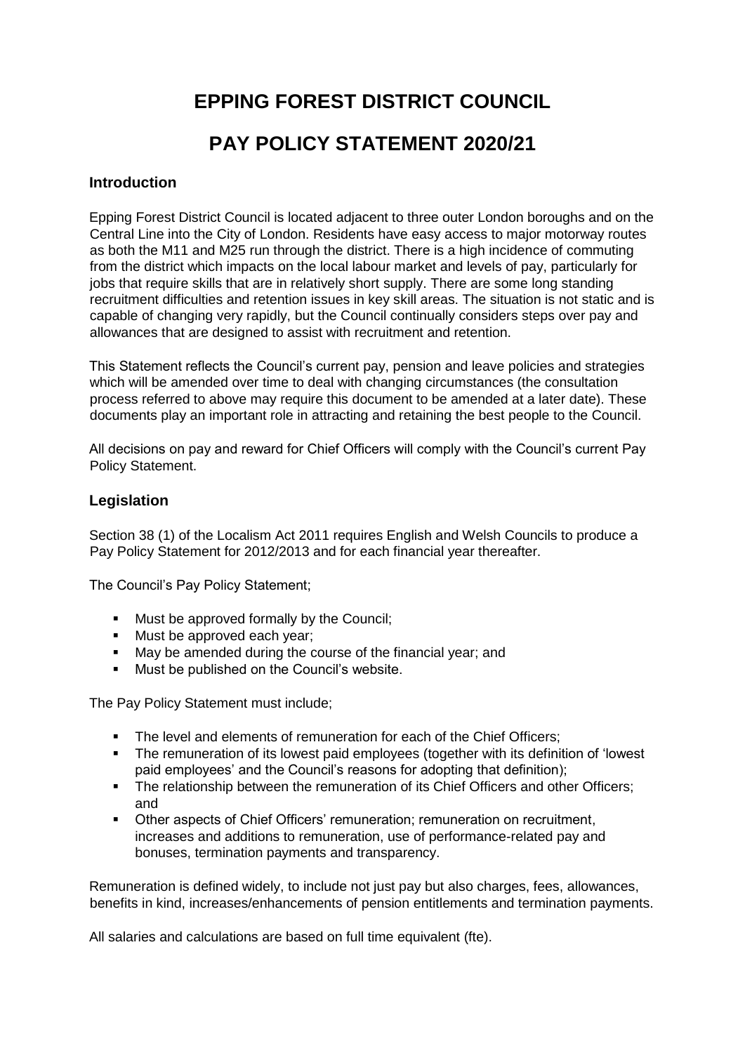# EPPING FOREST DISTRICT COUNCIL

# PAY POLICY STATEMENT 2020/21

## Introduction

Epping Forest District Council is located adjacent to three outer London boroughs and on the Central Line into the City of London. Residents have easy access to major motorway routes as both the M11 and M25 run through the district. There is a high incidence of commuting from the district which impacts on the local labour market and levels of pay, particularly for jobs that require skills that are in relatively short supply. There are some long standing recruitment difficulties and retention issues in key skill areas. The situation is not static and is capable of changing very rapidly, but the Council continually considers steps over pay and allowances that are designed to assist with recruitment and retention.

This Statement reflects the Council's current pay, pension and leave policies and strategies which will be amended over time to deal with changing circumstances (the consultation process referred to above may require this document to be amended at a later date). These documents play an important role in attracting and retaining the best people to the Council.

All decisions on pay and reward for Chief Officers will comply with the Council's current Pay Policy Statement.

## Legislation

Section 38 (1) of the Localism Act 2011 requires English and Welsh Councils to produce a Pay Policy Statement for 2012/2013 and for each financial year thereafter.

The Council's Pay Policy Statement;

- Must be approved formally by the Council;
- Must be approved each year;
- May be amended during the course of the financial year; and
- Must be published on the Council's website.

The Pay Policy Statement must include;

- The level and elements of remuneration for each of the Chief Officers;
- The remuneration of its lowest paid employees (together with its definition of 'lowest paid employees' and the Council's reasons for adopting that definition);
- The relationship between the remuneration of its Chief Officers and other Officers; and
- Other aspects of Chief Officers' remuneration; remuneration on recruitment, increases and additions to remuneration, use of performance-related pay and bonuses, termination payments and transparency.

Remuneration is defined widely, to include not just pay but also charges, fees, allowances, benefits in kind, increases/enhancements of pension entitlements and termination payments.

All salaries and calculations are based on full time equivalent (fte).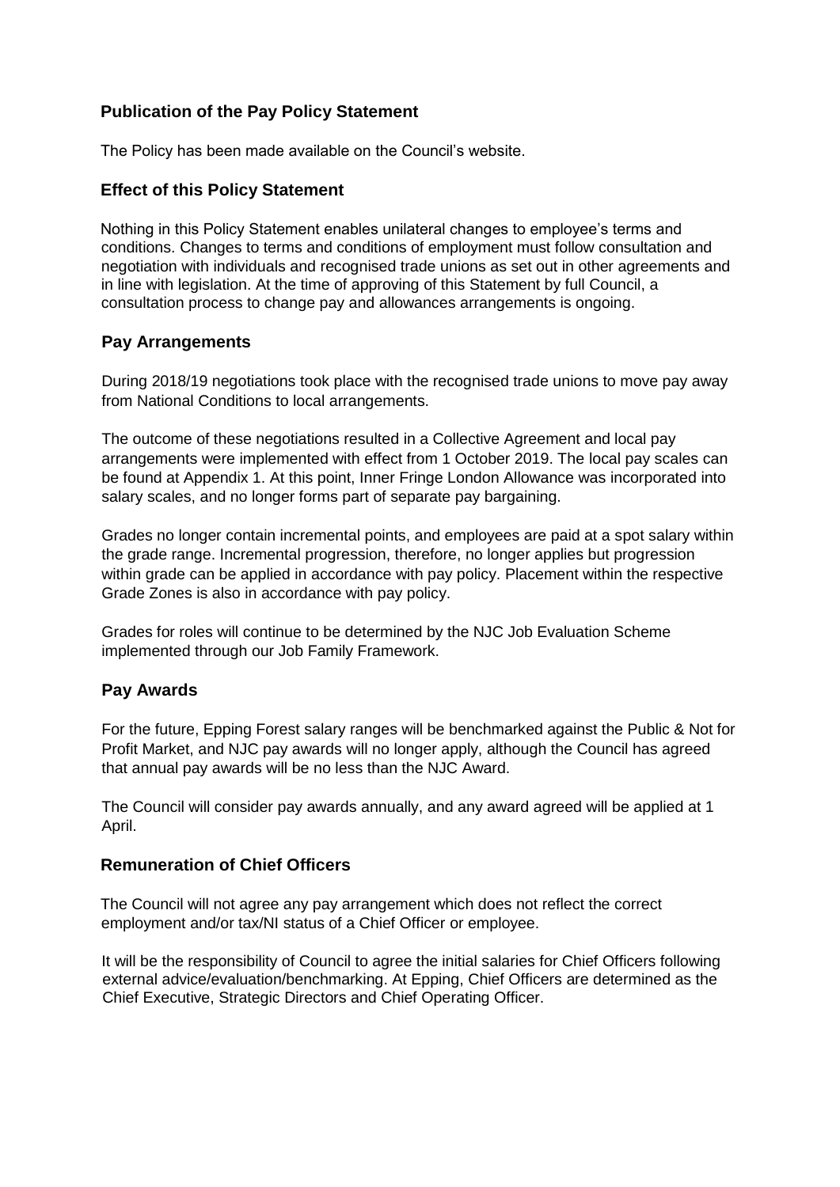## Publication of the Pay Policy Statement

The Policy has been made available on the Council's website.

## Effect of this Policy Statement

Nothing in this Policy Statement enables unilateral changes to employee's terms and conditions. Changes to terms and conditions of employment must follow consultation and negotiation with individuals and recognised trade unions as set out in other agreements and in line with legislation. At the time of approving of this Statement by full Council, a consultation process to change pay and allowances arrangements is ongoing.

## Pay Arrangements

During 2018/19 negotiations took place with the recognised trade unions to move pay away from National Conditions to local arrangements.

The outcome of these negotiations resulted in a Collective Agreement and local pay arrangements were implemented with effect from 1 October 2019. The local pay scales can be found at Appendix 1. At this point, Inner Fringe London Allowance was incorporated into salary scales, and no longer forms part of separate pay bargaining.

Grades no longer contain incremental points, and employees are paid at a spot salary within the grade range. Incremental progression, therefore, no longer applies but progression within grade can be applied in accordance with pay policy. Placement within the respective Grade Zones is also in accordance with pay policy.

Grades for roles will continue to be determined by the NJC Job Evaluation Scheme implemented through our Job Family Framework.

## Pay Awards

For the future, Epping Forest salary ranges will be benchmarked against the Public & Not for Profit Market, and NJC pay awards will no longer apply, although the Council has agreed that annual pay awards will be no less than the NJC Award.

The Council will consider pay awards annually, and any award agreed will be applied at 1 April.

## Remuneration of Chief Officers

The Council will not agree any pay arrangement which does not reflect the correct employment and/or tax/NI status of a Chief Officer or employee.

It will be the responsibility of Council to agree the initial salaries for Chief Officers following external advice/evaluation/benchmarking. At Epping, Chief Officers are determined as the Chief Executive, Strategic Directors and Chief Operating Officer.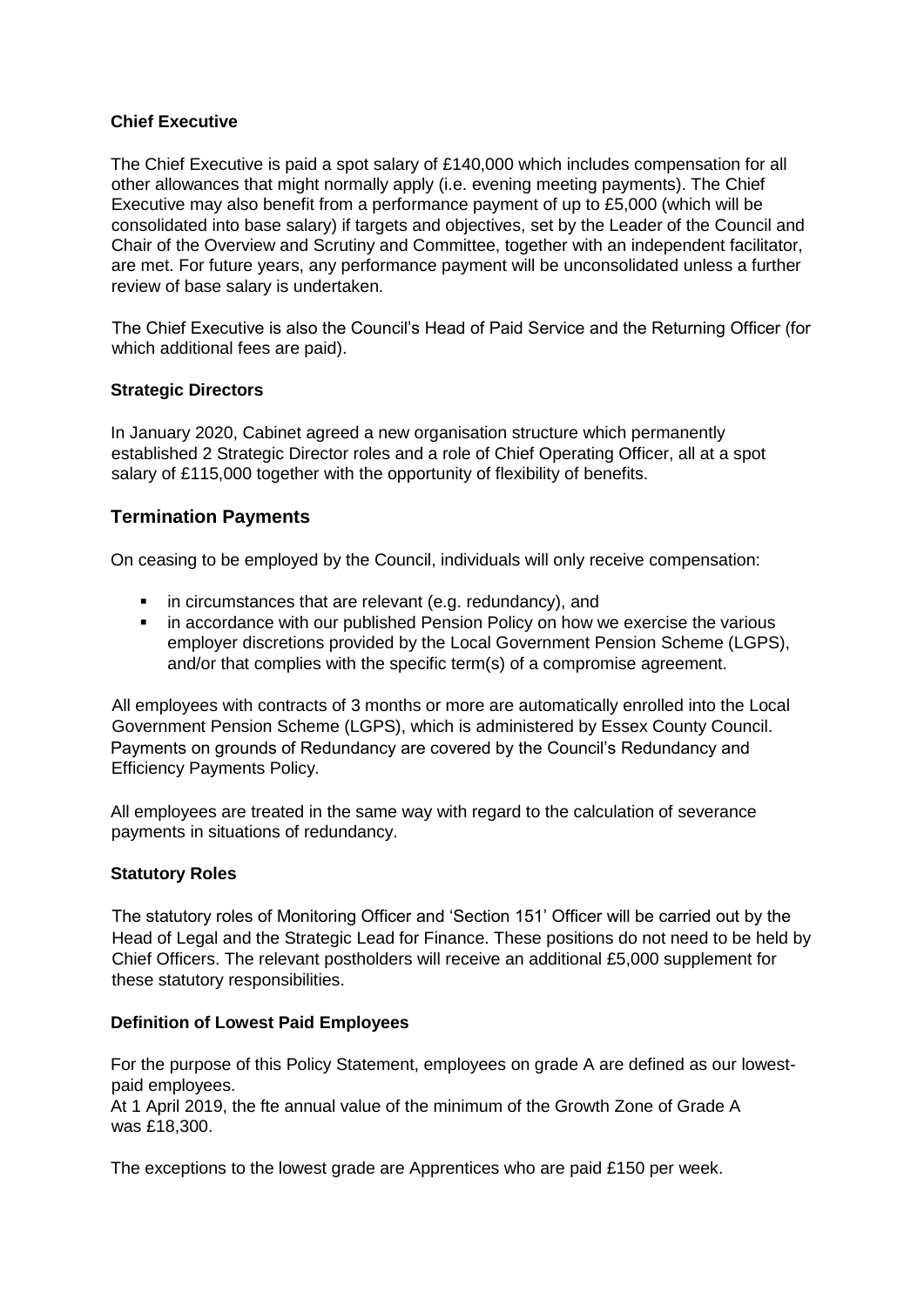**Chief Executive**

The Chief Executive is paid a spot salary of £140,000 which includes compensation for all other allowances that might normally apply (i.e. evening meeting payments). The Chief Executive may also benefit from a performance payment of up to £5,000 (which will be consolidated into base salary) if targets and objectives, set by the Leader of the Council and Chair of the Overview and Scrutiny and Committee, together with an independent facilitator, are met. For future years, any performance payment will be unconsolidated unless a further review of base salary is undertaken.

The Chief Executive is also the Council's Head of Paid Service and the Returning Officer (for which additional fees are paid).

**Strategic Directors**

In January 2020, Cabinet agreed a new organisation structure which permanently established 2 Strategic Director roles and a role of Chief Operating Officer, all at a spot salary of £115,000 together with the opportunity of flexibility of benefits.

## Termination Payments

On ceasing to be employed by the Council, individuals will only receive compensation:

- in circumstances that are relevant (e.g. redundancy), and
- in accordance with our published Pension Policy on how we exercise the various employer discretions provided by the Local Government Pension Scheme (LGPS), and/or that complies with the specific term(s) of a compromise agreement.

All employees with contracts of 3 months or more are automatically enrolled into the Local Government Pension Scheme (LGPS), which is administered by Essex County Council. Payments on grounds of Redundancy are covered by the Council's Redundancy and Efficiency Payments Policy.

All employees are treated in the same way with regard to the calculation of severance payments in situations of redundancy.

**Statutory Roles**

The statutory roles of Monitoring Officer and 'Section 151' Officer will be carried out by the Head of Legal and the Strategic Lead for Finance. These positions do not need to be held by Chief Officers. The relevant postholders will receive an additional £5,000 supplement for these statutory responsibilities.

**Definition of Lowest Paid Employees**

For the purpose of this Policy Statement, employees on grade A are defined as our lowest-paid employees.
At 1 April 2019, the fte annual value of the minimum of the Growth Zone of Grade A was £18,300.

The exceptions to the lowest grade are Apprentices who are paid £150 per week.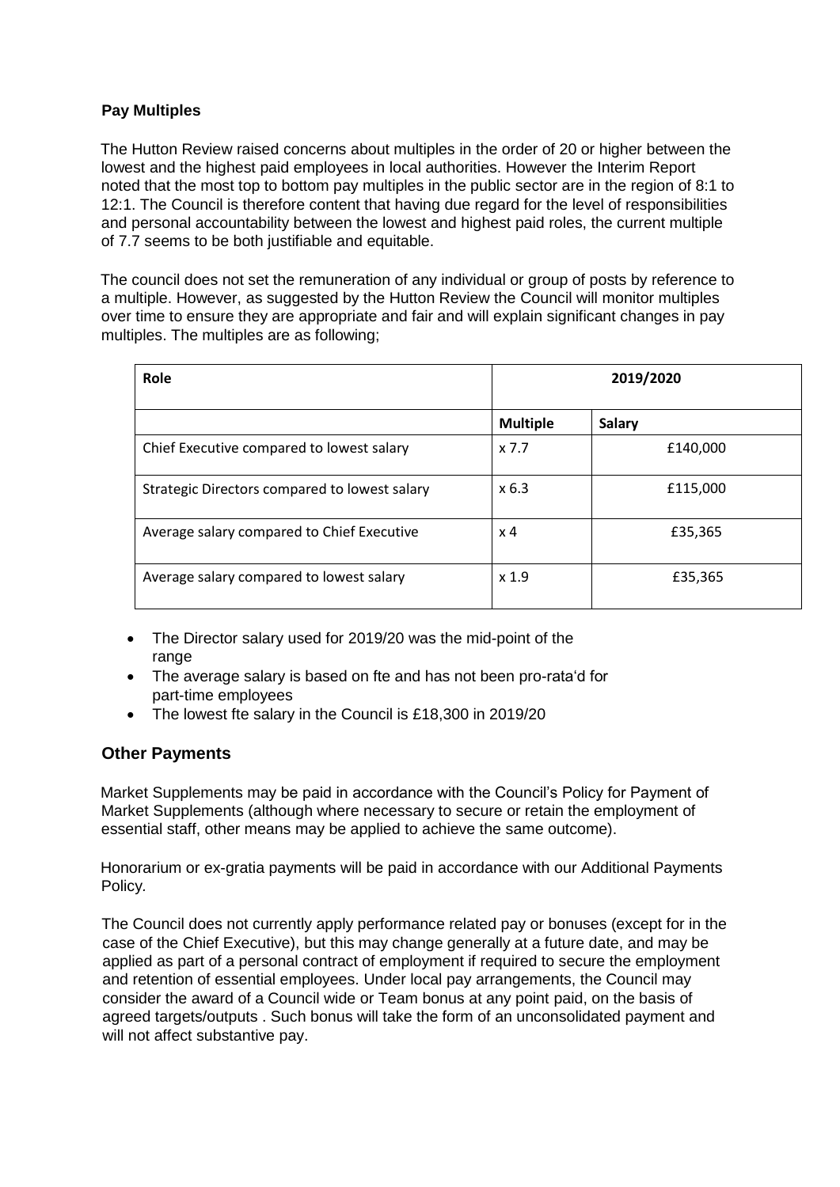## Pay Multiples

The Hutton Review raised concerns about multiples in the order of 20 or higher between the lowest and the highest paid employees in local authorities. However the Interim Report noted that the most top to bottom pay multiples in the public sector are in the region of 8:1 to 12:1. The Council is therefore content that having due regard for the level of responsibilities and personal accountability between the lowest and highest paid roles, the current multiple of 7.7 seems to be both justifiable and equitable.

The council does not set the remuneration of any individual or group of posts by reference to a multiple. However, as suggested by the Hutton Review the Council will monitor multiples over time to ensure they are appropriate and fair and will explain significant changes in pay multiples. The multiples are as following;

| Role | 2019/2020 | |
|---|---|---|
| | **Multiple** | **Salary** |
| Chief Executive compared to lowest salary | x 7.7 | £140,000 |
| Strategic Directors compared to lowest salary | x 6.3 | £115,000 |
| Average salary compared to Chief Executive | x 4 | £35,365 |
| Average salary compared to lowest salary | x 1.9 | £35,365 |

- The Director salary used for 2019/20 was the mid-point of the range
- The average salary is based on fte and has not been pro-rata'd for part-time employees
- The lowest fte salary in the Council is £18,300 in 2019/20

## Other Payments

Market Supplements may be paid in accordance with the Council's Policy for Payment of Market Supplements (although where necessary to secure or retain the employment of essential staff, other means may be applied to achieve the same outcome).

Honorarium or ex-gratia payments will be paid in accordance with our Additional Payments Policy.

The Council does not currently apply performance related pay or bonuses (except for in the case of the Chief Executive), but this may change generally at a future date, and may be applied as part of a personal contract of employment if required to secure the employment and retention of essential employees. Under local pay arrangements, the Council may consider the award of a Council wide or Team bonus at any point paid, on the basis of agreed targets/outputs . Such bonus will take the form of an unconsolidated payment and will not affect substantive pay.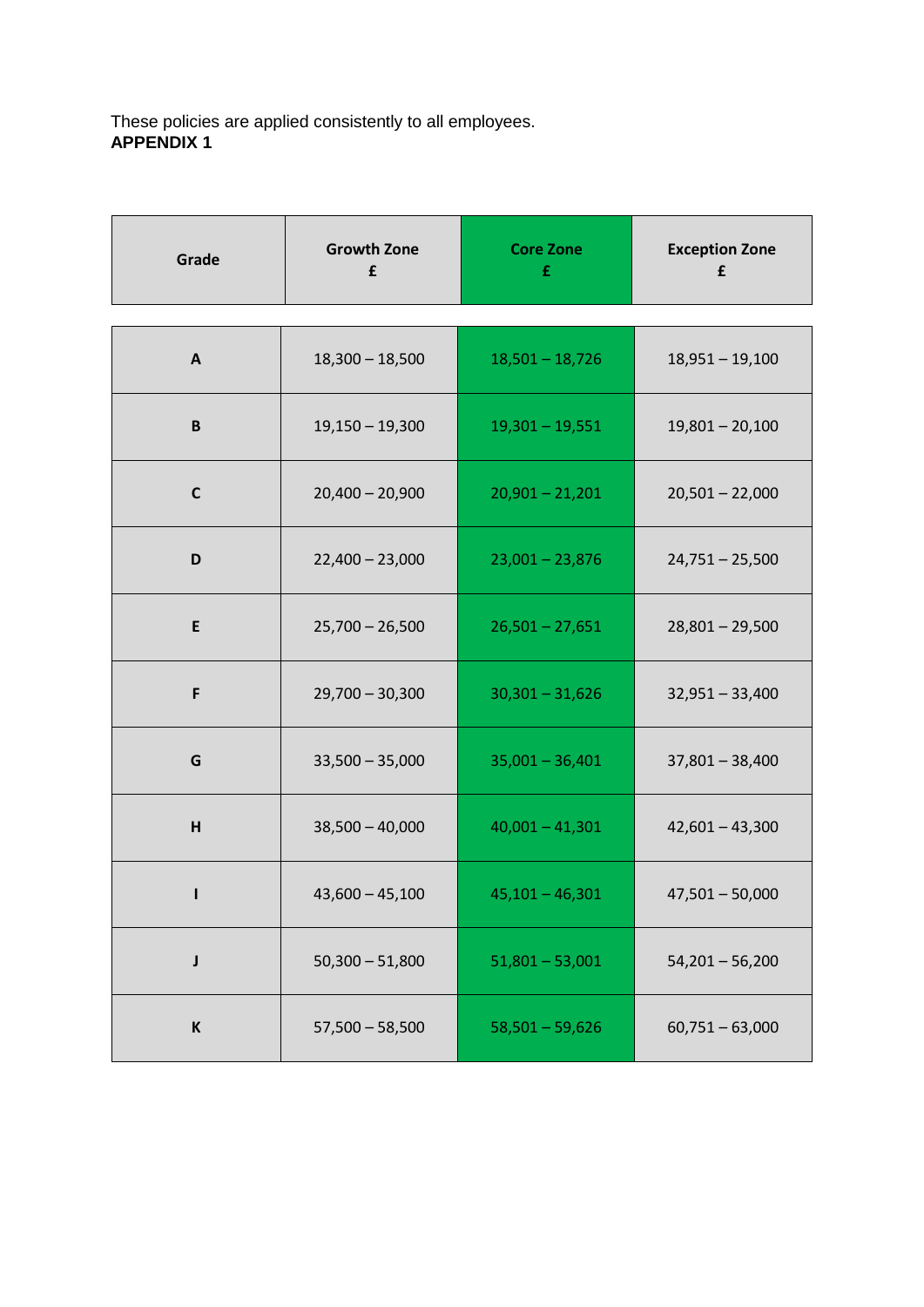These policies are applied consistently to all employees.

**APPENDIX 1**

| Grade | Growth Zone £ | Core Zone £ | Exception Zone £ |
|---|---|---|---|
| **A** | 18,300 – 18,500 | 18,501 – 18,726 | 18,951 – 19,100 |
| **B** | 19,150 – 19,300 | 19,301 – 19,551 | 19,801 – 20,100 |
| **C** | 20,400 – 20,900 | 20,901 – 21,201 | 20,501 – 22,000 |
| **D** | 22,400 – 23,000 | 23,001 – 23,876 | 24,751 – 25,500 |
| **E** | 25,700 – 26,500 | 26,501 – 27,651 | 28,801 – 29,500 |
| **F** | 29,700 – 30,300 | 30,301 – 31,626 | 32,951 – 33,400 |
| **G** | 33,500 – 35,000 | 35,001 – 36,401 | 37,801 – 38,400 |
| **H** | 38,500 – 40,000 | 40,001 – 41,301 | 42,601 – 43,300 |
| **I** | 43,600 – 45,100 | 45,101 – 46,301 | 47,501 – 50,000 |
| **J** | 50,300 – 51,800 | 51,801 – 53,001 | 54,201 – 56,200 |
| **K** | 57,500 – 58,500 | 58,501 – 59,626 | 60,751 – 63,000 |